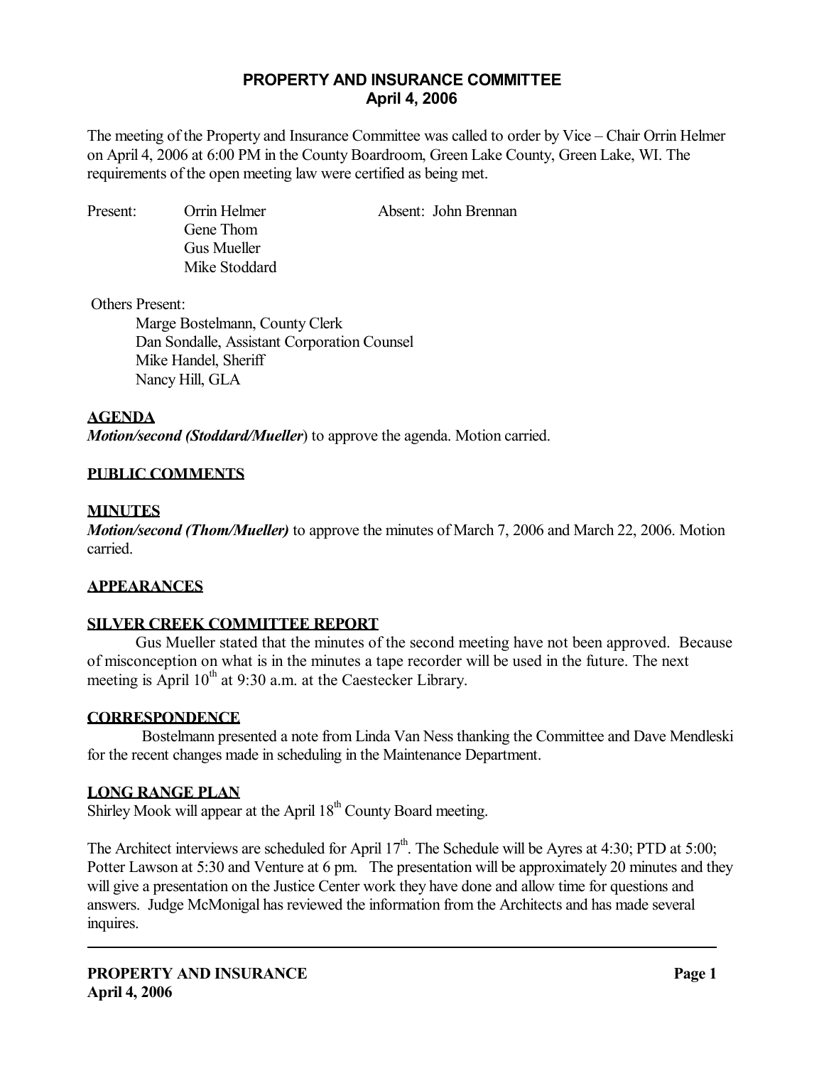# PROPERTY AND INSURANCE COMMITTEE
## April 4, 2006

The meeting of the Property and Insurance Committee was called to order by Vice – Chair Orrin Helmer on April 4, 2006 at 6:00 PM in the County Boardroom, Green Lake County, Green Lake, WI. The requirements of the open meeting law were certified as being met.

Present: Orrin Helmer
Gene Thom
Gus Mueller
Mike Stoddard

Absent: John Brennan

Others Present:
Marge Bostelmann, County Clerk
Dan Sondalle, Assistant Corporation Counsel
Mike Handel, Sheriff
Nancy Hill, GLA

**AGENDA**

***Motion/second (Stoddard/Mueller***) to approve the agenda. Motion carried.

**PUBLIC COMMENTS**

**MINUTES**

***Motion/second (Thom/Mueller)*** to approve the minutes of March 7, 2006 and March 22, 2006. Motion carried.

**APPEARANCES**

**SILVER CREEK COMMITTEE REPORT**

Gus Mueller stated that the minutes of the second meeting have not been approved. Because of misconception on what is in the minutes a tape recorder will be used in the future. The next meeting is April 10th at 9:30 a.m. at the Caestecker Library.

**CORRESPONDENCE**

Bostelmann presented a note from Linda Van Ness thanking the Committee and Dave Mendleski for the recent changes made in scheduling in the Maintenance Department.

**LONG RANGE PLAN**

Shirley Mook will appear at the April 18th County Board meeting.

The Architect interviews are scheduled for April 17th. The Schedule will be Ayres at 4:30; PTD at 5:00; Potter Lawson at 5:30 and Venture at 6 pm. The presentation will be approximately 20 minutes and they will give a presentation on the Justice Center work they have done and allow time for questions and answers. Judge McMonigal has reviewed the information from the Architects and has made several inquires.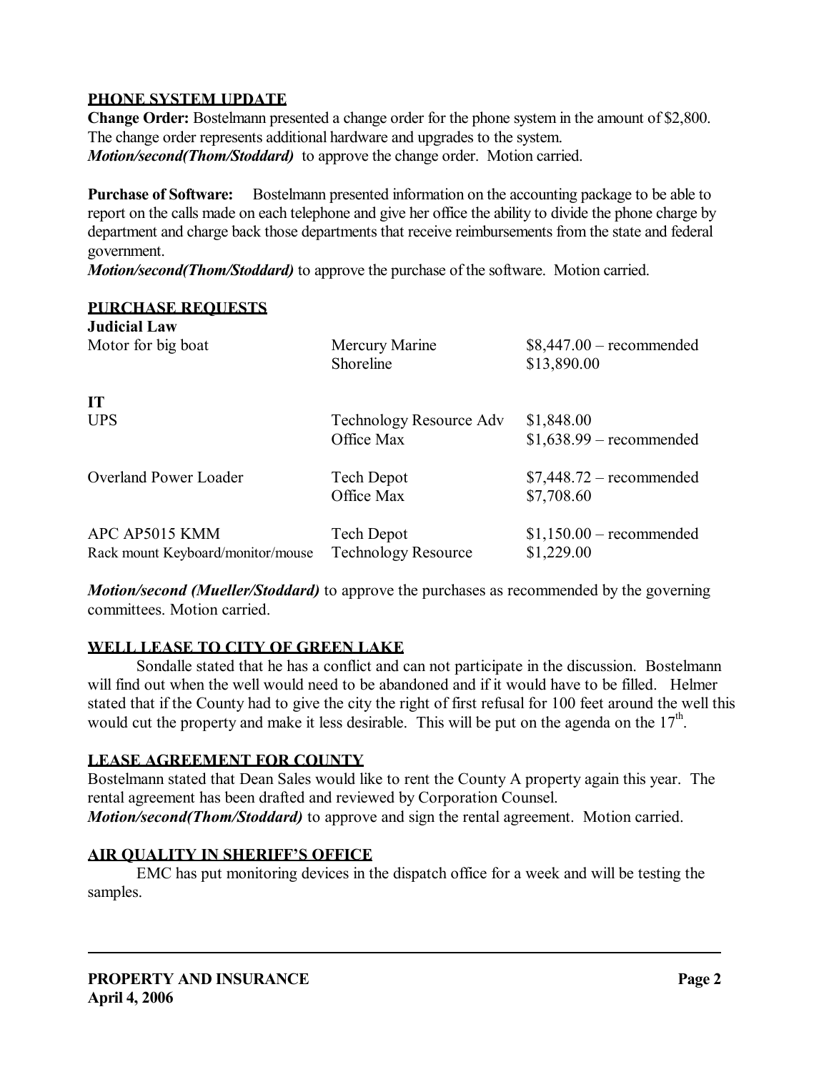## PHONE SYSTEM UPDATE

**Change Order:** Bostelmann presented a change order for the phone system in the amount of $2,800. The change order represents additional hardware and upgrades to the system.
***Motion/second(Thom/Stoddard)*** to approve the change order. Motion carried.

**Purchase of Software:** Bostelmann presented information on the accounting package to be able to report on the calls made on each telephone and give her office the ability to divide the phone charge by department and charge back those departments that receive reimbursements from the state and federal government.
***Motion/second(Thom/Stoddard)*** to approve the purchase of the software. Motion carried.

## PURCHASE REQUESTS

| | | |
|---|---|---|
| **Judicial Law** | | |
| Motor for big boat | Mercury Marine | $8,447.00 – recommended |
| | Shoreline | $13,890.00 |
| **IT** | | |
| UPS | Technology Resource Adv | $1,848.00 |
| | Office Max | $1,638.99 – recommended |
| Overland Power Loader | Tech Depot | $7,448.72 – recommended |
| | Office Max | $7,708.60 |
| APC AP5015 KMM | Tech Depot | $1,150.00 – recommended |
| Rack mount Keyboard/monitor/mouse | Technology Resource | $1,229.00 |

***Motion/second (Mueller/Stoddard)*** to approve the purchases as recommended by the governing committees. Motion carried.

## WELL LEASE TO CITY OF GREEN LAKE

Sondalle stated that he has a conflict and can not participate in the discussion. Bostelmann will find out when the well would need to be abandoned and if it would have to be filled. Helmer stated that if the County had to give the city the right of first refusal for 100 feet around the well this would cut the property and make it less desirable. This will be put on the agenda on the 17th.

## LEASE AGREEMENT FOR COUNTY

Bostelmann stated that Dean Sales would like to rent the County A property again this year. The rental agreement has been drafted and reviewed by Corporation Counsel.
***Motion/second(Thom/Stoddard)*** to approve and sign the rental agreement. Motion carried.

## AIR QUALITY IN SHERIFF'S OFFICE

EMC has put monitoring devices in the dispatch office for a week and will be testing the samples.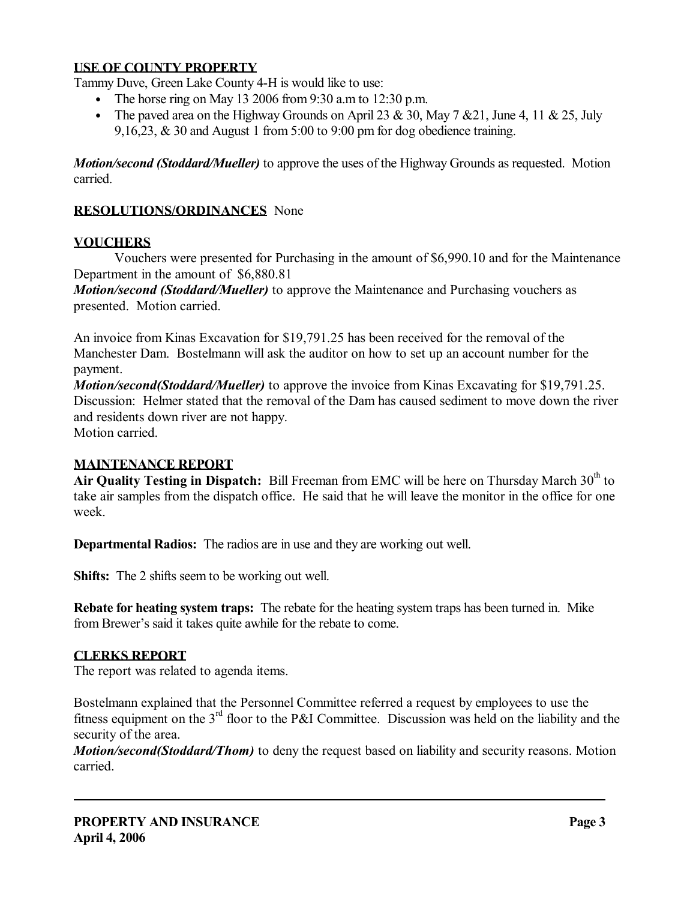**USE OF COUNTY PROPERTY**

Tammy Duve, Green Lake County 4-H is would like to use:

- The horse ring on May 13 2006 from 9:30 a.m to 12:30 p.m.
- The paved area on the Highway Grounds on April 23 & 30, May 7 &21, June 4, 11 & 25, July 9,16,23, & 30 and August 1 from 5:00 to 9:00 pm for dog obedience training.

***Motion/second (Stoddard/Mueller)*** to approve the uses of the Highway Grounds as requested. Motion carried.

**RESOLUTIONS/ORDINANCES** None

**VOUCHERS**

Vouchers were presented for Purchasing in the amount of $6,990.10 and for the Maintenance Department in the amount of $6,880.81

***Motion/second (Stoddard/Mueller)*** to approve the Maintenance and Purchasing vouchers as presented. Motion carried.

An invoice from Kinas Excavation for $19,791.25 has been received for the removal of the Manchester Dam. Bostelmann will ask the auditor on how to set up an account number for the payment.

***Motion/second(Stoddard/Mueller)*** to approve the invoice from Kinas Excavating for $19,791.25. Discussion: Helmer stated that the removal of the Dam has caused sediment to move down the river and residents down river are not happy.

Motion carried.

**MAINTENANCE REPORT**

**Air Quality Testing in Dispatch:** Bill Freeman from EMC will be here on Thursday March 30th to take air samples from the dispatch office. He said that he will leave the monitor in the office for one week.

**Departmental Radios:** The radios are in use and they are working out well.

**Shifts:** The 2 shifts seem to be working out well.

**Rebate for heating system traps:** The rebate for the heating system traps has been turned in. Mike from Brewer's said it takes quite awhile for the rebate to come.

**CLERKS REPORT**

The report was related to agenda items.

Bostelmann explained that the Personnel Committee referred a request by employees to use the fitness equipment on the 3rd floor to the P&I Committee. Discussion was held on the liability and the security of the area.

***Motion/second(Stoddard/Thom)*** to deny the request based on liability and security reasons. Motion carried.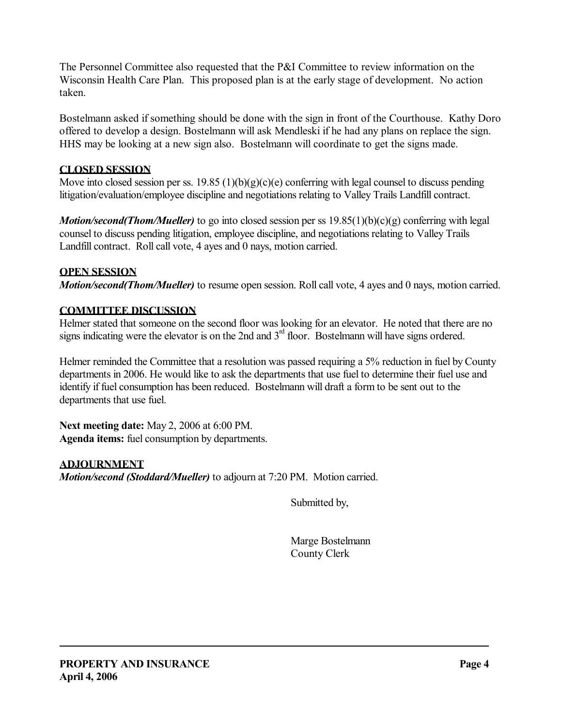The Personnel Committee also requested that the P&I Committee to review information on the Wisconsin Health Care Plan. This proposed plan is at the early stage of development. No action taken.

Bostelmann asked if something should be done with the sign in front of the Courthouse. Kathy Doro offered to develop a design. Bostelmann will ask Mendleski if he had any plans on replace the sign. HHS may be looking at a new sign also. Bostelmann will coordinate to get the signs made.

**CLOSED SESSION**

Move into closed session per ss. 19.85 (1)(b)(g)(c)(e) conferring with legal counsel to discuss pending litigation/evaluation/employee discipline and negotiations relating to Valley Trails Landfill contract.

***Motion/second(Thom/Mueller)*** to go into closed session per ss 19.85(1)(b)(c)(g) conferring with legal counsel to discuss pending litigation, employee discipline, and negotiations relating to Valley Trails Landfill contract. Roll call vote, 4 ayes and 0 nays, motion carried.

**OPEN SESSION**

***Motion/second(Thom/Mueller)*** to resume open session. Roll call vote, 4 ayes and 0 nays, motion carried.

**COMMITTEE DISCUSSION**

Helmer stated that someone on the second floor was looking for an elevator. He noted that there are no signs indicating were the elevator is on the 2nd and 3rd floor. Bostelmann will have signs ordered.

Helmer reminded the Committee that a resolution was passed requiring a 5% reduction in fuel by County departments in 2006. He would like to ask the departments that use fuel to determine their fuel use and identify if fuel consumption has been reduced. Bostelmann will draft a form to be sent out to the departments that use fuel.

**Next meeting date:** May 2, 2006 at 6:00 PM.
**Agenda items:** fuel consumption by departments.

**ADJOURNMENT**

***Motion/second (Stoddard/Mueller)*** to adjourn at 7:20 PM. Motion carried.

Submitted by,

Marge Bostelmann
County Clerk